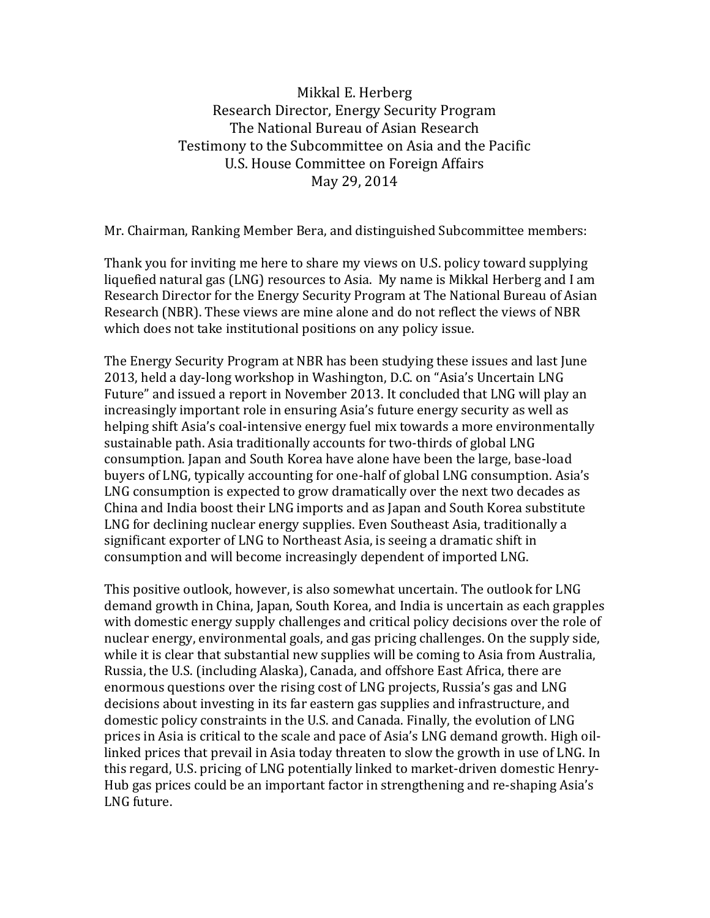Mikkal E. Herberg  
Research Director, Energy Security Program  
The National Bureau of Asian Research  
Testimony to the Subcommittee on Asia and the Pacific  
U.S. House Committee on Foreign Affairs  
May 29, 2014

Mr. Chairman, Ranking Member Bera, and distinguished Subcommittee members:

Thank you for inviting me here to share my views on U.S. policy toward supplying liquefied natural gas (LNG) resources to Asia. My name is Mikkal Herberg and I am Research Director for the Energy Security Program at The National Bureau of Asian Research (NBR). These views are mine alone and do not reflect the views of NBR which does not take institutional positions on any policy issue.

The Energy Security Program at NBR has been studying these issues and last June 2013, held a day-long workshop in Washington, D.C. on "Asia's Uncertain LNG Future" and issued a report in November 2013. It concluded that LNG will play an increasingly important role in ensuring Asia's future energy security as well as helping shift Asia's coal-intensive energy fuel mix towards a more environmentally sustainable path. Asia traditionally accounts for two-thirds of global LNG consumption. Japan and South Korea have alone have been the large, base-load buyers of LNG, typically accounting for one-half of global LNG consumption. Asia's LNG consumption is expected to grow dramatically over the next two decades as China and India boost their LNG imports and as Japan and South Korea substitute LNG for declining nuclear energy supplies. Even Southeast Asia, traditionally a significant exporter of LNG to Northeast Asia, is seeing a dramatic shift in consumption and will become increasingly dependent of imported LNG.

This positive outlook, however, is also somewhat uncertain. The outlook for LNG demand growth in China, Japan, South Korea, and India is uncertain as each grapples with domestic energy supply challenges and critical policy decisions over the role of nuclear energy, environmental goals, and gas pricing challenges. On the supply side, while it is clear that substantial new supplies will be coming to Asia from Australia, Russia, the U.S. (including Alaska), Canada, and offshore East Africa, there are enormous questions over the rising cost of LNG projects, Russia's gas and LNG decisions about investing in its far eastern gas supplies and infrastructure, and domestic policy constraints in the U.S. and Canada. Finally, the evolution of LNG prices in Asia is critical to the scale and pace of Asia's LNG demand growth. High oil-linked prices that prevail in Asia today threaten to slow the growth in use of LNG. In this regard, U.S. pricing of LNG potentially linked to market-driven domestic Henry-Hub gas prices could be an important factor in strengthening and re-shaping Asia's LNG future.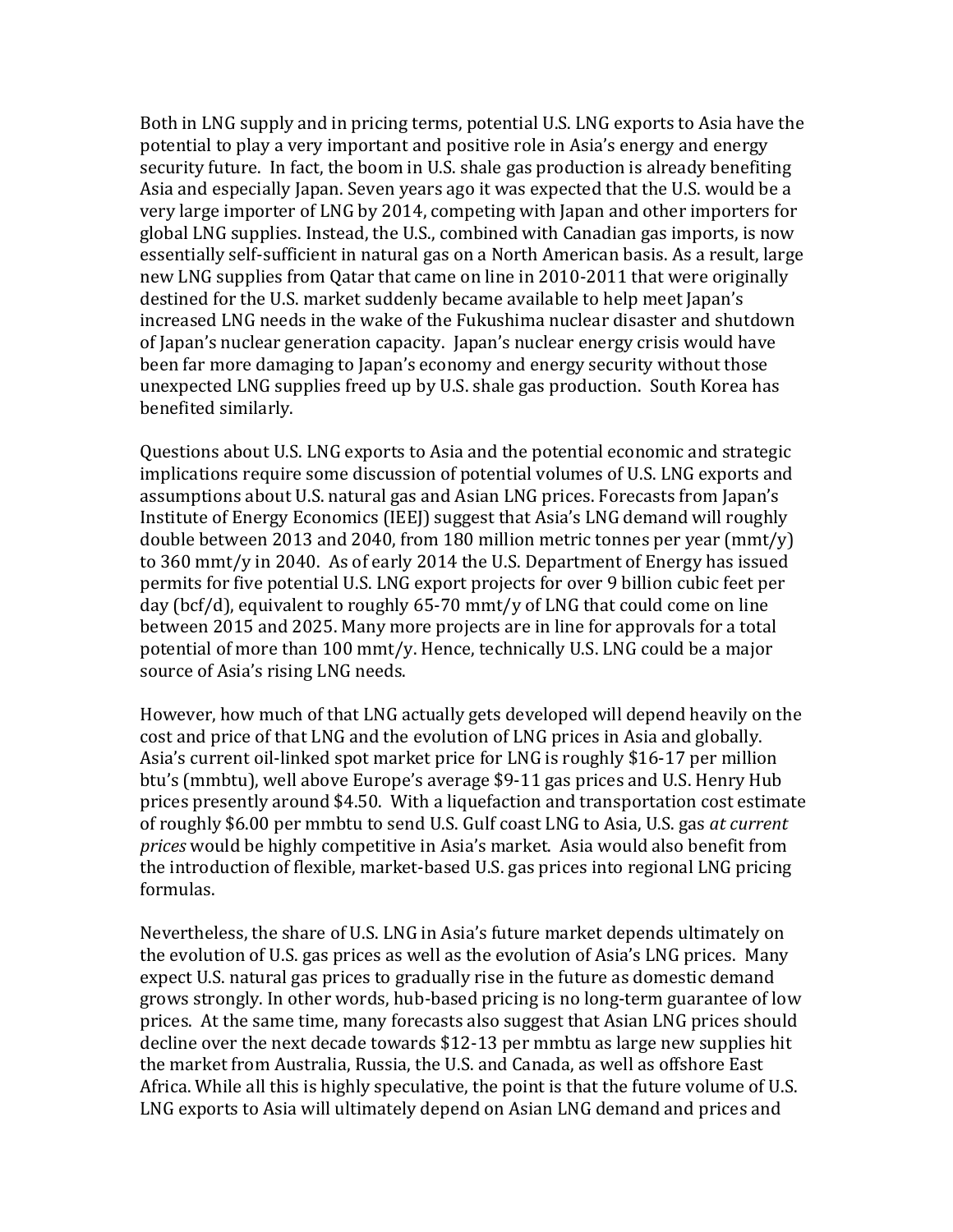Both in LNG supply and in pricing terms, potential U.S. LNG exports to Asia have the potential to play a very important and positive role in Asia's energy and energy security future. In fact, the boom in U.S. shale gas production is already benefiting Asia and especially Japan. Seven years ago it was expected that the U.S. would be a very large importer of LNG by 2014, competing with Japan and other importers for global LNG supplies. Instead, the U.S., combined with Canadian gas imports, is now essentially self-sufficient in natural gas on a North American basis. As a result, large new LNG supplies from Qatar that came on line in 2010-2011 that were originally destined for the U.S. market suddenly became available to help meet Japan's increased LNG needs in the wake of the Fukushima nuclear disaster and shutdown of Japan's nuclear generation capacity. Japan's nuclear energy crisis would have been far more damaging to Japan's economy and energy security without those unexpected LNG supplies freed up by U.S. shale gas production. South Korea has benefited similarly.

Questions about U.S. LNG exports to Asia and the potential economic and strategic implications require some discussion of potential volumes of U.S. LNG exports and assumptions about U.S. natural gas and Asian LNG prices. Forecasts from Japan's Institute of Energy Economics (IEEJ) suggest that Asia's LNG demand will roughly double between 2013 and 2040, from 180 million metric tonnes per year (mmt/y) to 360 mmt/y in 2040. As of early 2014 the U.S. Department of Energy has issued permits for five potential U.S. LNG export projects for over 9 billion cubic feet per day (bcf/d), equivalent to roughly 65-70 mmt/y of LNG that could come on line between 2015 and 2025. Many more projects are in line for approvals for a total potential of more than 100 mmt/y. Hence, technically U.S. LNG could be a major source of Asia's rising LNG needs.

However, how much of that LNG actually gets developed will depend heavily on the cost and price of that LNG and the evolution of LNG prices in Asia and globally. Asia's current oil-linked spot market price for LNG is roughly $16-17 per million btu's (mmbtu), well above Europe's average $9-11 gas prices and U.S. Henry Hub prices presently around $4.50. With a liquefaction and transportation cost estimate of roughly $6.00 per mmbtu to send U.S. Gulf coast LNG to Asia, U.S. gas *at current prices* would be highly competitive in Asia's market. Asia would also benefit from the introduction of flexible, market-based U.S. gas prices into regional LNG pricing formulas.

Nevertheless, the share of U.S. LNG in Asia's future market depends ultimately on the evolution of U.S. gas prices as well as the evolution of Asia's LNG prices. Many expect U.S. natural gas prices to gradually rise in the future as domestic demand grows strongly. In other words, hub-based pricing is no long-term guarantee of low prices. At the same time, many forecasts also suggest that Asian LNG prices should decline over the next decade towards $12-13 per mmbtu as large new supplies hit the market from Australia, Russia, the U.S. and Canada, as well as offshore East Africa. While all this is highly speculative, the point is that the future volume of U.S. LNG exports to Asia will ultimately depend on Asian LNG demand and prices and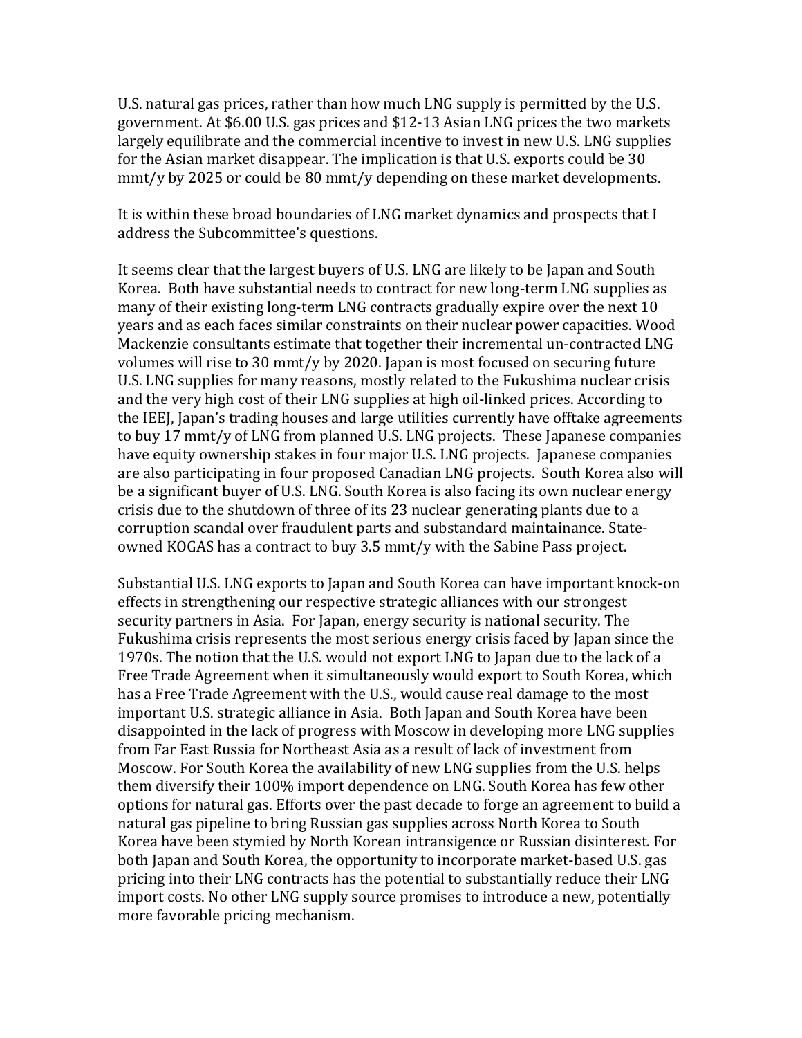U.S. natural gas prices, rather than how much LNG supply is permitted by the U.S. government. At $6.00 U.S. gas prices and $12-13 Asian LNG prices the two markets largely equilibrate and the commercial incentive to invest in new U.S. LNG supplies for the Asian market disappear. The implication is that U.S. exports could be 30 mmt/y by 2025 or could be 80 mmt/y depending on these market developments.

It is within these broad boundaries of LNG market dynamics and prospects that I address the Subcommittee's questions.

It seems clear that the largest buyers of U.S. LNG are likely to be Japan and South Korea. Both have substantial needs to contract for new long-term LNG supplies as many of their existing long-term LNG contracts gradually expire over the next 10 years and as each faces similar constraints on their nuclear power capacities. Wood Mackenzie consultants estimate that together their incremental un-contracted LNG volumes will rise to 30 mmt/y by 2020. Japan is most focused on securing future U.S. LNG supplies for many reasons, mostly related to the Fukushima nuclear crisis and the very high cost of their LNG supplies at high oil-linked prices. According to the IEEJ, Japan's trading houses and large utilities currently have offtake agreements to buy 17 mmt/y of LNG from planned U.S. LNG projects. These Japanese companies have equity ownership stakes in four major U.S. LNG projects. Japanese companies are also participating in four proposed Canadian LNG projects. South Korea also will be a significant buyer of U.S. LNG. South Korea is also facing its own nuclear energy crisis due to the shutdown of three of its 23 nuclear generating plants due to a corruption scandal over fraudulent parts and substandard maintainance. State-owned KOGAS has a contract to buy 3.5 mmt/y with the Sabine Pass project.

Substantial U.S. LNG exports to Japan and South Korea can have important knock-on effects in strengthening our respective strategic alliances with our strongest security partners in Asia. For Japan, energy security is national security. The Fukushima crisis represents the most serious energy crisis faced by Japan since the 1970s. The notion that the U.S. would not export LNG to Japan due to the lack of a Free Trade Agreement when it simultaneously would export to South Korea, which has a Free Trade Agreement with the U.S., would cause real damage to the most important U.S. strategic alliance in Asia. Both Japan and South Korea have been disappointed in the lack of progress with Moscow in developing more LNG supplies from Far East Russia for Northeast Asia as a result of lack of investment from Moscow. For South Korea the availability of new LNG supplies from the U.S. helps them diversify their 100% import dependence on LNG. South Korea has few other options for natural gas. Efforts over the past decade to forge an agreement to build a natural gas pipeline to bring Russian gas supplies across North Korea to South Korea have been stymied by North Korean intransigence or Russian disinterest. For both Japan and South Korea, the opportunity to incorporate market-based U.S. gas pricing into their LNG contracts has the potential to substantially reduce their LNG import costs. No other LNG supply source promises to introduce a new, potentially more favorable pricing mechanism.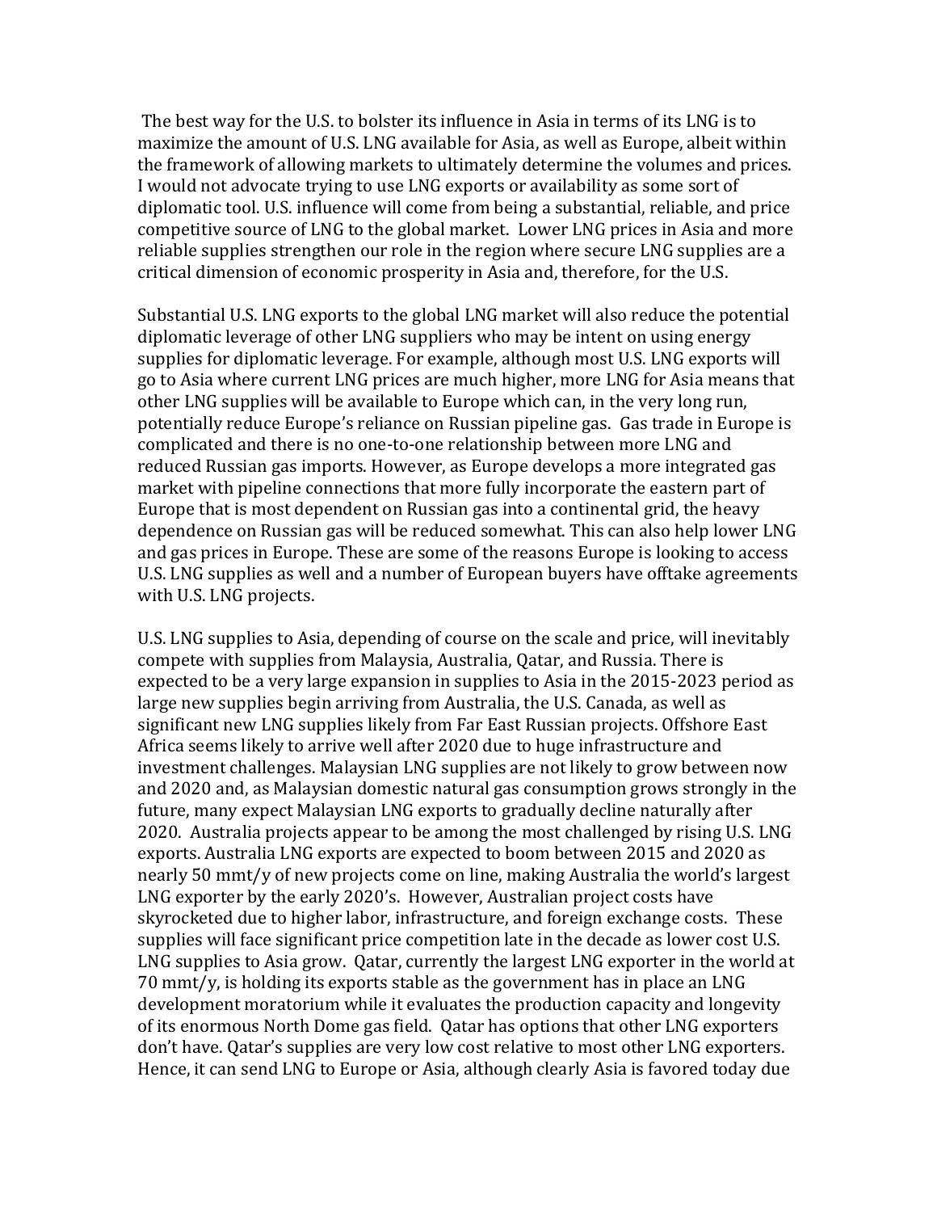The best way for the U.S. to bolster its influence in Asia in terms of its LNG is to maximize the amount of U.S. LNG available for Asia, as well as Europe, albeit within the framework of allowing markets to ultimately determine the volumes and prices. I would not advocate trying to use LNG exports or availability as some sort of diplomatic tool. U.S. influence will come from being a substantial, reliable, and price competitive source of LNG to the global market. Lower LNG prices in Asia and more reliable supplies strengthen our role in the region where secure LNG supplies are a critical dimension of economic prosperity in Asia and, therefore, for the U.S.

Substantial U.S. LNG exports to the global LNG market will also reduce the potential diplomatic leverage of other LNG suppliers who may be intent on using energy supplies for diplomatic leverage. For example, although most U.S. LNG exports will go to Asia where current LNG prices are much higher, more LNG for Asia means that other LNG supplies will be available to Europe which can, in the very long run, potentially reduce Europe's reliance on Russian pipeline gas. Gas trade in Europe is complicated and there is no one-to-one relationship between more LNG and reduced Russian gas imports. However, as Europe develops a more integrated gas market with pipeline connections that more fully incorporate the eastern part of Europe that is most dependent on Russian gas into a continental grid, the heavy dependence on Russian gas will be reduced somewhat. This can also help lower LNG and gas prices in Europe. These are some of the reasons Europe is looking to access U.S. LNG supplies as well and a number of European buyers have offtake agreements with U.S. LNG projects.

U.S. LNG supplies to Asia, depending of course on the scale and price, will inevitably compete with supplies from Malaysia, Australia, Qatar, and Russia. There is expected to be a very large expansion in supplies to Asia in the 2015-2023 period as large new supplies begin arriving from Australia, the U.S. Canada, as well as significant new LNG supplies likely from Far East Russian projects. Offshore East Africa seems likely to arrive well after 2020 due to huge infrastructure and investment challenges. Malaysian LNG supplies are not likely to grow between now and 2020 and, as Malaysian domestic natural gas consumption grows strongly in the future, many expect Malaysian LNG exports to gradually decline naturally after 2020. Australia projects appear to be among the most challenged by rising U.S. LNG exports. Australia LNG exports are expected to boom between 2015 and 2020 as nearly 50 mmt/y of new projects come on line, making Australia the world's largest LNG exporter by the early 2020's. However, Australian project costs have skyrocketed due to higher labor, infrastructure, and foreign exchange costs. These supplies will face significant price competition late in the decade as lower cost U.S. LNG supplies to Asia grow. Qatar, currently the largest LNG exporter in the world at 70 mmt/y, is holding its exports stable as the government has in place an LNG development moratorium while it evaluates the production capacity and longevity of its enormous North Dome gas field. Qatar has options that other LNG exporters don't have. Qatar's supplies are very low cost relative to most other LNG exporters. Hence, it can send LNG to Europe or Asia, although clearly Asia is favored today due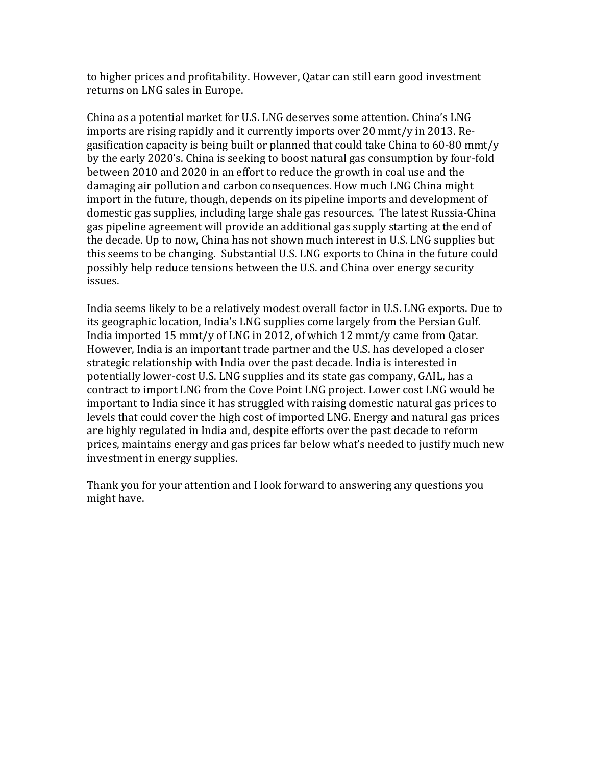to higher prices and profitability. However, Qatar can still earn good investment returns on LNG sales in Europe.

China as a potential market for U.S. LNG deserves some attention. China's LNG imports are rising rapidly and it currently imports over 20 mmt/y in 2013. Re-gasification capacity is being built or planned that could take China to 60-80 mmt/y by the early 2020's. China is seeking to boost natural gas consumption by four-fold between 2010 and 2020 in an effort to reduce the growth in coal use and the damaging air pollution and carbon consequences. How much LNG China might import in the future, though, depends on its pipeline imports and development of domestic gas supplies, including large shale gas resources. The latest Russia-China gas pipeline agreement will provide an additional gas supply starting at the end of the decade. Up to now, China has not shown much interest in U.S. LNG supplies but this seems to be changing. Substantial U.S. LNG exports to China in the future could possibly help reduce tensions between the U.S. and China over energy security issues.

India seems likely to be a relatively modest overall factor in U.S. LNG exports. Due to its geographic location, India's LNG supplies come largely from the Persian Gulf. India imported 15 mmt/y of LNG in 2012, of which 12 mmt/y came from Qatar. However, India is an important trade partner and the U.S. has developed a closer strategic relationship with India over the past decade. India is interested in potentially lower-cost U.S. LNG supplies and its state gas company, GAIL, has a contract to import LNG from the Cove Point LNG project. Lower cost LNG would be important to India since it has struggled with raising domestic natural gas prices to levels that could cover the high cost of imported LNG. Energy and natural gas prices are highly regulated in India and, despite efforts over the past decade to reform prices, maintains energy and gas prices far below what's needed to justify much new investment in energy supplies.

Thank you for your attention and I look forward to answering any questions you might have.